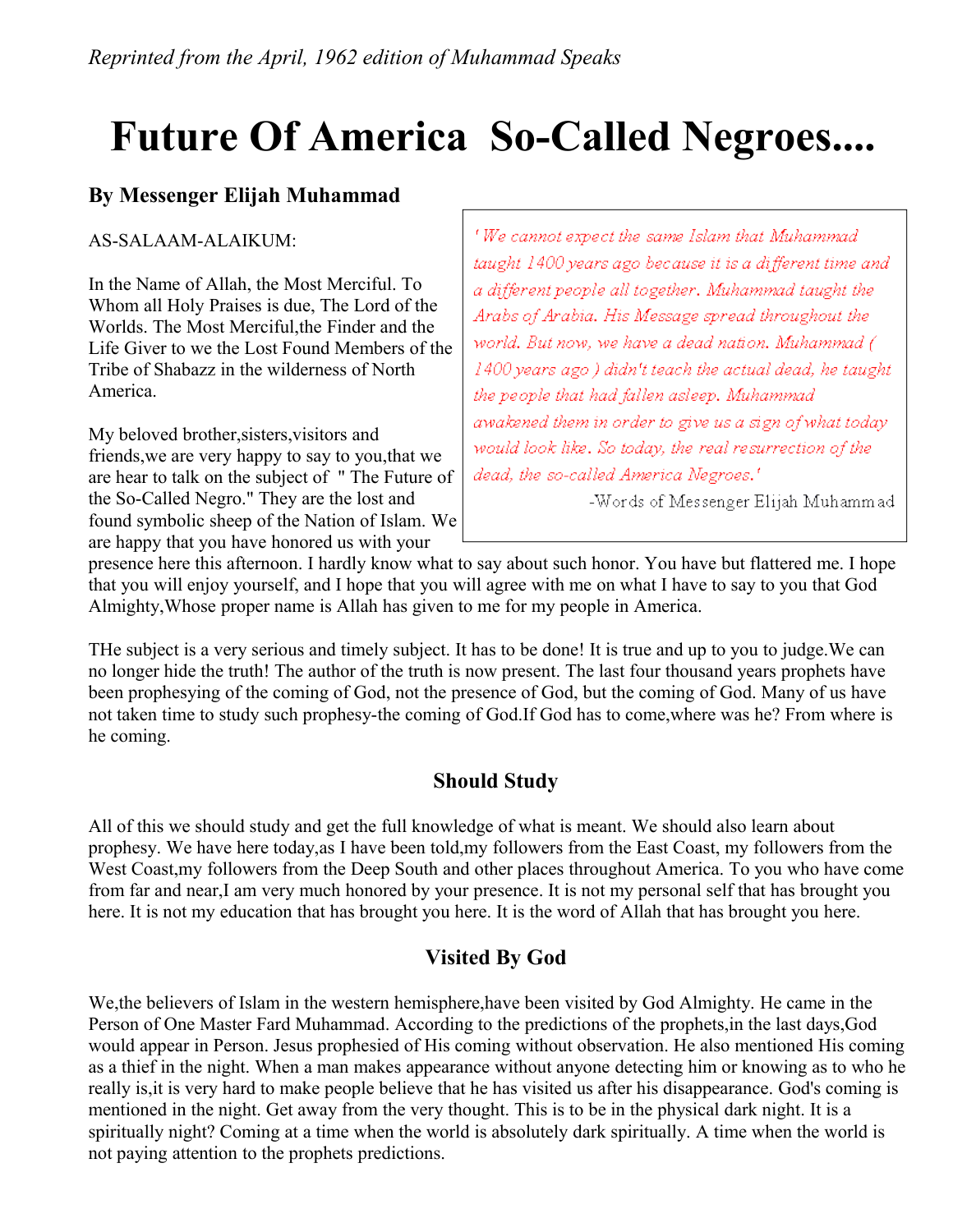*Reprinted from the April, 1962 edition of Muhammad Speaks*

# Future Of America So-Called Negroes....

**By Messenger Elijah Muhammad**

AS-SALAAM-ALAIKUM:

In the Name of Allah, the Most Merciful. To Whom all Holy Praises is due, The Lord of the Worlds. The Most Merciful,the Finder and the Life Giver to we the Lost Found Members of the Tribe of Shabazz in the wilderness of North America.

My beloved brother,sisters,visitors and friends,we are very happy to say to you,that we are hear to talk on the subject of " The Future of the So-Called Negro." They are the lost and found symbolic sheep of the Nation of Islam. We are happy that you have honored us with your presence here this afternoon. I hardly know what to say about such honor. You have but flattered me. I hope that you will enjoy yourself, and I hope that you will agree with me on what I have to say to you that God Almighty,Whose proper name is Allah has given to me for my people in America.

> *' We cannot expect the same Islam that Muhammad taught 1400 years ago because it is a different time and a different people all together. Muhammad taught the Arabs of Arabia. His Message spread throughout the world. But now, we have a dead nation. Muhammad ( 1400 years ago ) didn't teach the actual dead, he taught the people that had fallen asleep. Muhammad awakened them in order to give us a sign of what today would look like. So today, the real resurrection of the dead, the so-called America Negroes.'*
>
> -Words of Messenger Elijah Muhammad

THe subject is a very serious and timely subject. It has to be done! It is true and up to you to judge.We can no longer hide the truth! The author of the truth is now present. The last four thousand years prophets have been prophesying of the coming of God, not the presence of God, but the coming of God. Many of us have not taken time to study such prophesy-the coming of God.If God has to come,where was he? From where is he coming.

### Should Study

All of this we should study and get the full knowledge of what is meant. We should also learn about prophesy. We have here today,as I have been told,my followers from the East Coast, my followers from the West Coast,my followers from the Deep South and other places throughout America. To you who have come from far and near,I am very much honored by your presence. It is not my personal self that has brought you here. It is not my education that has brought you here. It is the word of Allah that has brought you here.

### Visited By God

We,the believers of Islam in the western hemisphere,have been visited by God Almighty. He came in the Person of One Master Fard Muhammad. According to the predictions of the prophets,in the last days,God would appear in Person. Jesus prophesied of His coming without observation. He also mentioned His coming as a thief in the night. When a man makes appearance without anyone detecting him or knowing as to who he really is,it is very hard to make people believe that he has visited us after his disappearance. God's coming is mentioned in the night. Get away from the very thought. This is to be in the physical dark night. It is a spiritually night? Coming at a time when the world is absolutely dark spiritually. A time when the world is not paying attention to the prophets predictions.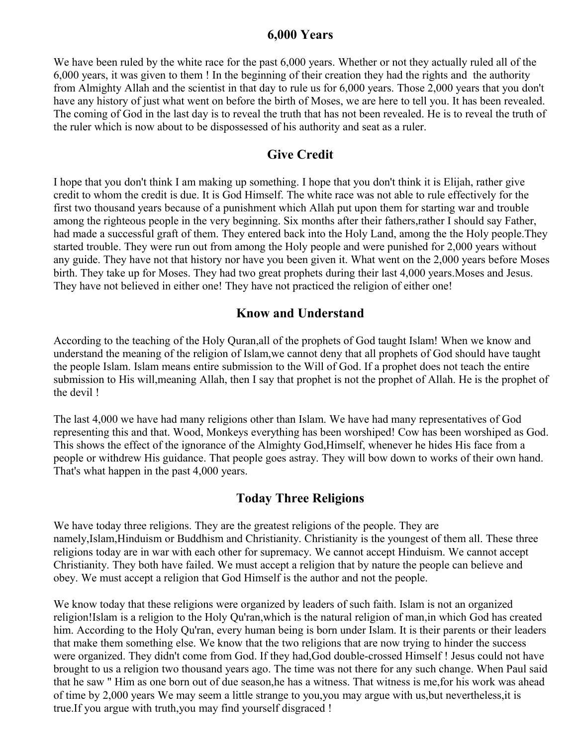## 6,000 Years

We have been ruled by the white race for the past 6,000 years. Whether or not they actually ruled all of the 6,000 years, it was given to them ! In the beginning of their creation they had the rights and the authority from Almighty Allah and the scientist in that day to rule us for 6,000 years. Those 2,000 years that you don't have any history of just what went on before the birth of Moses, we are here to tell you. It has been revealed. The coming of God in the last day is to reveal the truth that has not been revealed. He is to reveal the truth of the ruler which is now about to be dispossessed of his authority and seat as a ruler.

## Give Credit

I hope that you don't think I am making up something. I hope that you don't think it is Elijah, rather give credit to whom the credit is due. It is God Himself. The white race was not able to rule effectively for the first two thousand years because of a punishment which Allah put upon them for starting war and trouble among the righteous people in the very beginning. Six months after their fathers,rather I should say Father, had made a successful graft of them. They entered back into the Holy Land, among the the Holy people.They started trouble. They were run out from among the Holy people and were punished for 2,000 years without any guide. They have not that history nor have you been given it. What went on the 2,000 years before Moses birth. They take up for Moses. They had two great prophets during their last 4,000 years.Moses and Jesus. They have not believed in either one! They have not practiced the religion of either one!

## Know and Understand

According to the teaching of the Holy Quran,all of the prophets of God taught Islam! When we know and understand the meaning of the religion of Islam,we cannot deny that all prophets of God should have taught the people Islam. Islam means entire submission to the Will of God. If a prophet does not teach the entire submission to His will,meaning Allah, then I say that prophet is not the prophet of Allah. He is the prophet of the devil !

The last 4,000 we have had many religions other than Islam. We have had many representatives of God representing this and that. Wood, Monkeys everything has been worshiped! Cow has been worshiped as God. This shows the effect of the ignorance of the Almighty God,Himself, whenever he hides His face from a people or withdrew His guidance. That people goes astray. They will bow down to works of their own hand. That's what happen in the past 4,000 years.

## Today Three Religions

We have today three religions. They are the greatest religions of the people. They are namely,Islam,Hinduism or Buddhism and Christianity. Christianity is the youngest of them all. These three religions today are in war with each other for supremacy. We cannot accept Hinduism. We cannot accept Christianity. They both have failed. We must accept a religion that by nature the people can believe and obey. We must accept a religion that God Himself is the author and not the people.

We know today that these religions were organized by leaders of such faith. Islam is not an organized religion!Islam is a religion to the Holy Qu'ran,which is the natural religion of man,in which God has created him. According to the Holy Qu'ran, every human being is born under Islam. It is their parents or their leaders that make them something else. We know that the two religions that are now trying to hinder the success were organized. They didn't come from God. If they had,God double-crossed Himself ! Jesus could not have brought to us a religion two thousand years ago. The time was not there for any such change. When Paul said that he saw " Him as one born out of due season,he has a witness. That witness is me,for his work was ahead of time by 2,000 years We may seem a little strange to you,you may argue with us,but nevertheless,it is true.If you argue with truth,you may find yourself disgraced !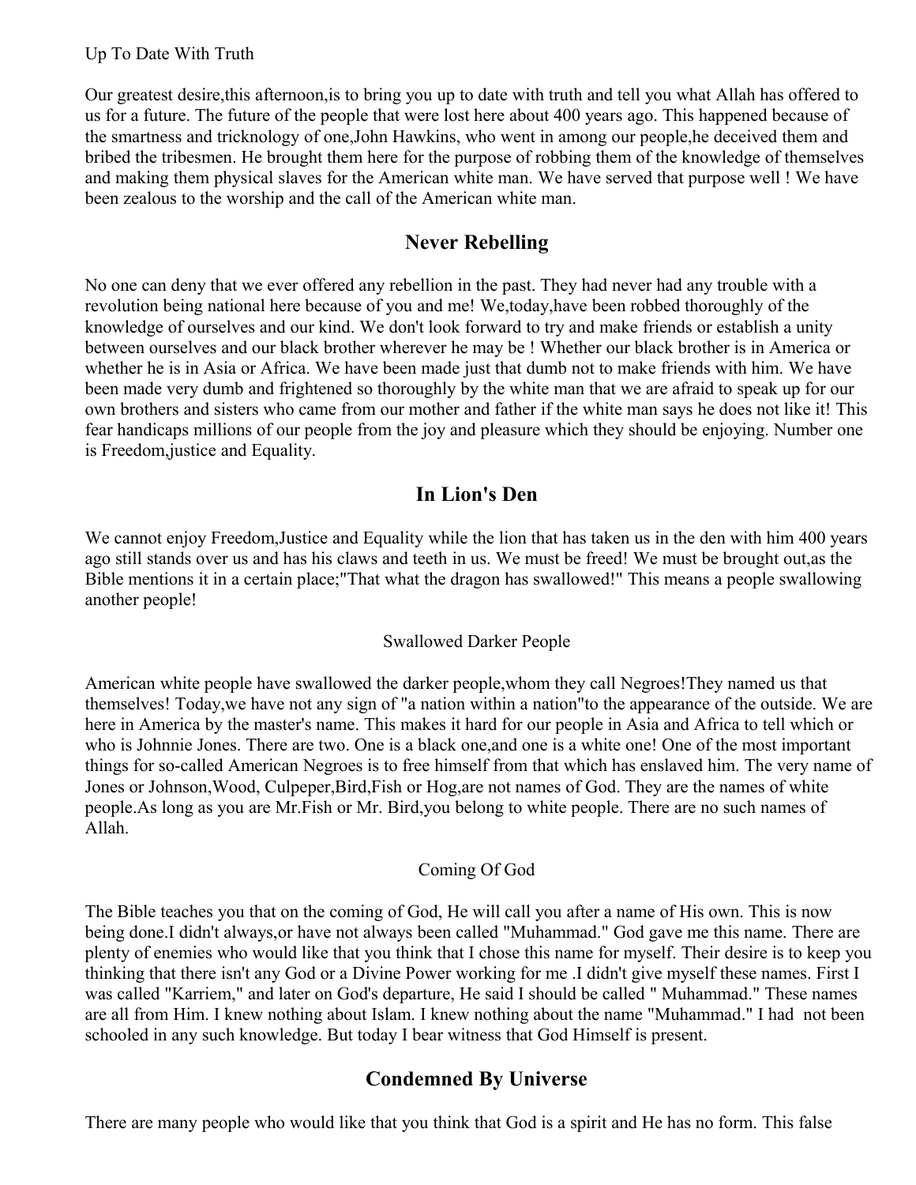Up To Date With Truth

Our greatest desire,this afternoon,is to bring you up to date with truth and tell you what Allah has offered to us for a future. The future of the people that were lost here about 400 years ago. This happened because of the smartness and tricknology of one,John Hawkins, who went in among our people,he deceived them and bribed the tribesmen. He brought them here for the purpose of robbing them of the knowledge of themselves and making them physical slaves for the American white man. We have served that purpose well ! We have been zealous to the worship and the call of the American white man.

## Never Rebelling

No one can deny that we ever offered any rebellion in the past. They had never had any trouble with a revolution being national here because of you and me! We,today,have been robbed thoroughly of the knowledge of ourselves and our kind. We don't look forward to try and make friends or establish a unity between ourselves and our black brother wherever he may be ! Whether our black brother is in America or whether he is in Asia or Africa. We have been made just that dumb not to make friends with him. We have been made very dumb and frightened so thoroughly by the white man that we are afraid to speak up for our own brothers and sisters who came from our mother and father if the white man says he does not like it! This fear handicaps millions of our people from the joy and pleasure which they should be enjoying. Number one is Freedom,justice and Equality.

## In Lion's Den

We cannot enjoy Freedom,Justice and Equality while the lion that has taken us in the den with him 400 years ago still stands over us and has his claws and teeth in us. We must be freed! We must be brought out,as the Bible mentions it in a certain place;"That what the dragon has swallowed!" This means a people swallowing another people!

### Swallowed Darker People

American white people have swallowed the darker people,whom they call Negroes!They named us that themselves! Today,we have not any sign of "a nation within a nation"to the appearance of the outside. We are here in America by the master's name. This makes it hard for our people in Asia and Africa to tell which or who is Johnnie Jones. There are two. One is a black one,and one is a white one! One of the most important things for so-called American Negroes is to free himself from that which has enslaved him. The very name of Jones or Johnson,Wood, Culpeper,Bird,Fish or Hog,are not names of God. They are the names of white people.As long as you are Mr.Fish or Mr. Bird,you belong to white people. There are no such names of Allah.

### Coming Of God

The Bible teaches you that on the coming of God, He will call you after a name of His own. This is now being done.I didn't always,or have not always been called "Muhammad." God gave me this name. There are plenty of enemies who would like that you think that I chose this name for myself. Their desire is to keep you thinking that there isn't any God or a Divine Power working for me .I didn't give myself these names. First I was called "Karriem," and later on God's departure, He said I should be called " Muhammad." These names are all from Him. I knew nothing about Islam. I knew nothing about the name "Muhammad." I had not been schooled in any such knowledge. But today I bear witness that God Himself is present.

## Condemned By Universe

There are many people who would like that you think that God is a spirit and He has no form. This false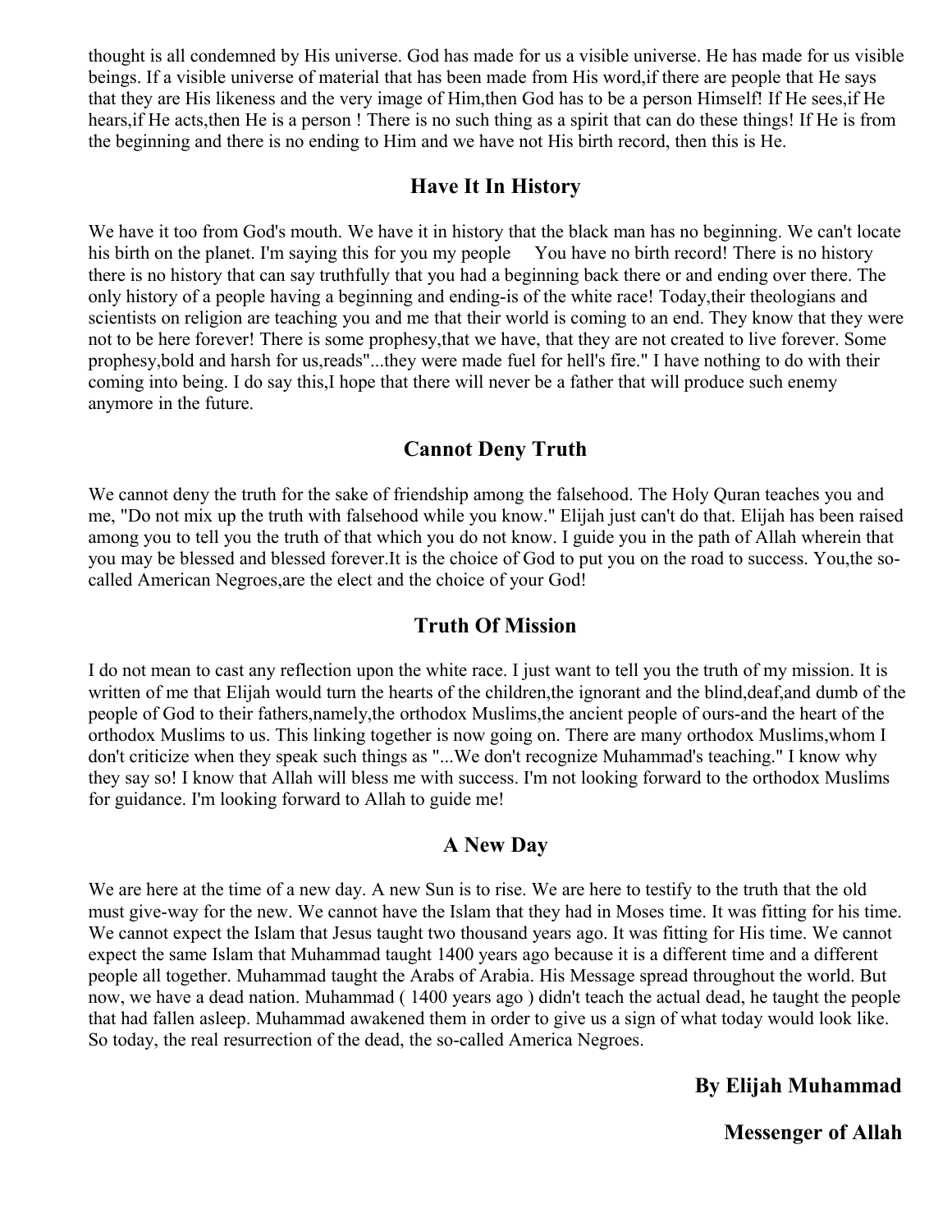thought is all condemned by His universe. God has made for us a visible universe. He has made for us visible beings. If a visible universe of material that has been made from His word,if there are people that He says that they are His likeness and the very image of Him,then God has to be a person Himself! If He sees,if He hears,if He acts,then He is a person ! There is no such thing as a spirit that can do these things! If He is from the beginning and there is no ending to Him and we have not His birth record, then this is He.

## Have It In History

We have it too from God's mouth. We have it in history that the black man has no beginning. We can't locate his birth on the planet. I'm saying this for you my people You have no birth record! There is no history there is no history that can say truthfully that you had a beginning back there or and ending over there. The only history of a people having a beginning and ending-is of the white race! Today,their theologians and scientists on religion are teaching you and me that their world is coming to an end. They know that they were not to be here forever! There is some prophesy,that we have, that they are not created to live forever. Some prophesy,bold and harsh for us,reads"...they were made fuel for hell's fire." I have nothing to do with their coming into being. I do say this,I hope that there will never be a father that will produce such enemy anymore in the future.

## Cannot Deny Truth

We cannot deny the truth for the sake of friendship among the falsehood. The Holy Quran teaches you and me, "Do not mix up the truth with falsehood while you know." Elijah just can't do that. Elijah has been raised among you to tell you the truth of that which you do not know. I guide you in the path of Allah wherein that you may be blessed and blessed forever.It is the choice of God to put you on the road to success. You,the so-called American Negroes,are the elect and the choice of your God!

## Truth Of Mission

I do not mean to cast any reflection upon the white race. I just want to tell you the truth of my mission. It is written of me that Elijah would turn the hearts of the children,the ignorant and the blind,deaf,and dumb of the people of God to their fathers,namely,the orthodox Muslims,the ancient people of ours-and the heart of the orthodox Muslims to us. This linking together is now going on. There are many orthodox Muslims,whom I don't criticize when they speak such things as "...We don't recognize Muhammad's teaching." I know why they say so! I know that Allah will bless me with success. I'm not looking forward to the orthodox Muslims for guidance. I'm looking forward to Allah to guide me!

## A New Day

We are here at the time of a new day. A new Sun is to rise. We are here to testify to the truth that the old must give-way for the new. We cannot have the Islam that they had in Moses time. It was fitting for his time. We cannot expect the Islam that Jesus taught two thousand years ago. It was fitting for His time. We cannot expect the same Islam that Muhammad taught 1400 years ago because it is a different time and a different people all together. Muhammad taught the Arabs of Arabia. His Message spread throughout the world. But now, we have a dead nation. Muhammad ( 1400 years ago ) didn't teach the actual dead, he taught the people that had fallen asleep. Muhammad awakened them in order to give us a sign of what today would look like. So today, the real resurrection of the dead, the so-called America Negroes.

**By Elijah Muhammad**

**Messenger of Allah**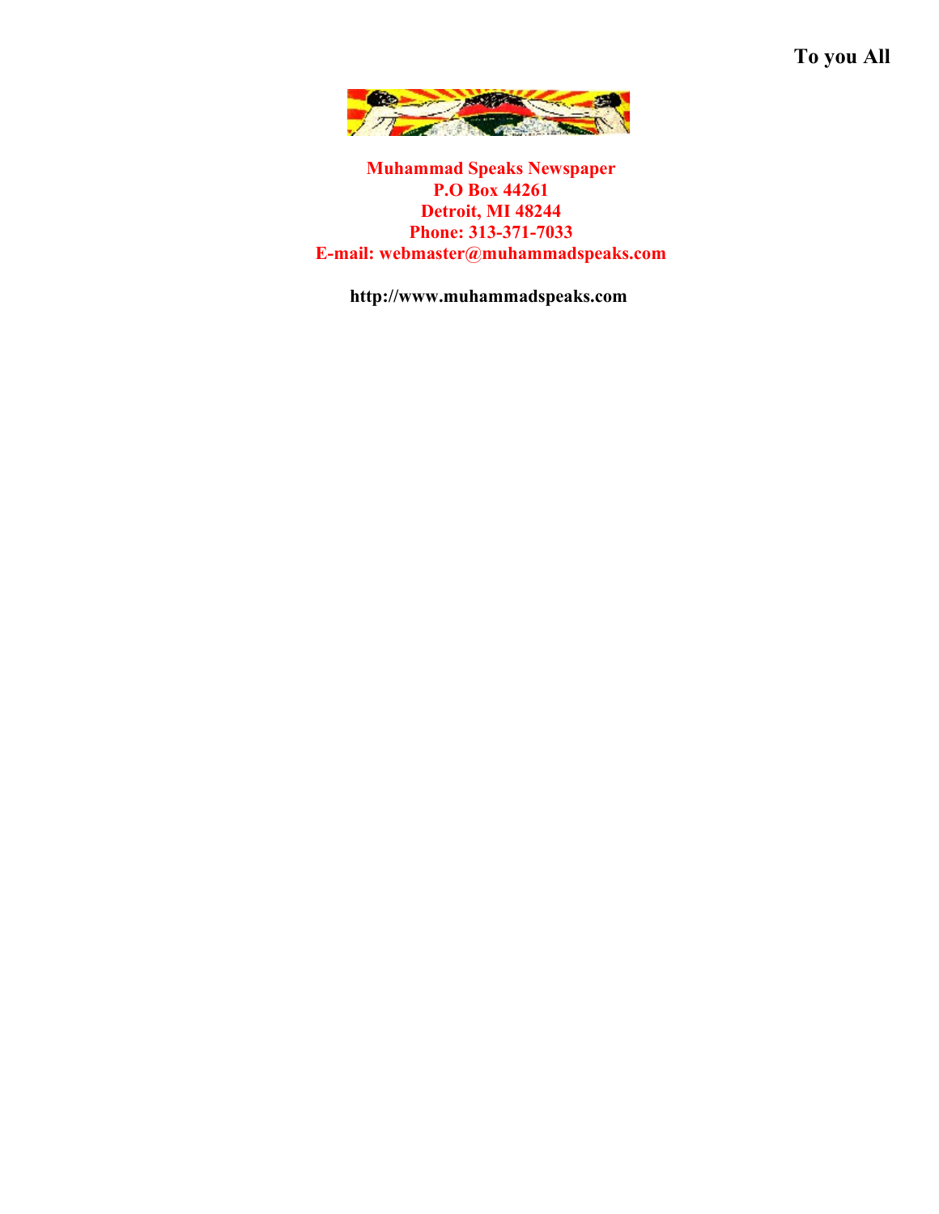**To you All**

**Muhammad Speaks Newspaper**
**P.O Box 44261**
**Detroit, MI 48244**
**Phone: 313-371-7033**
**E-mail: webmaster@muhammadspeaks.com**

**http://www.muhammadspeaks.com**